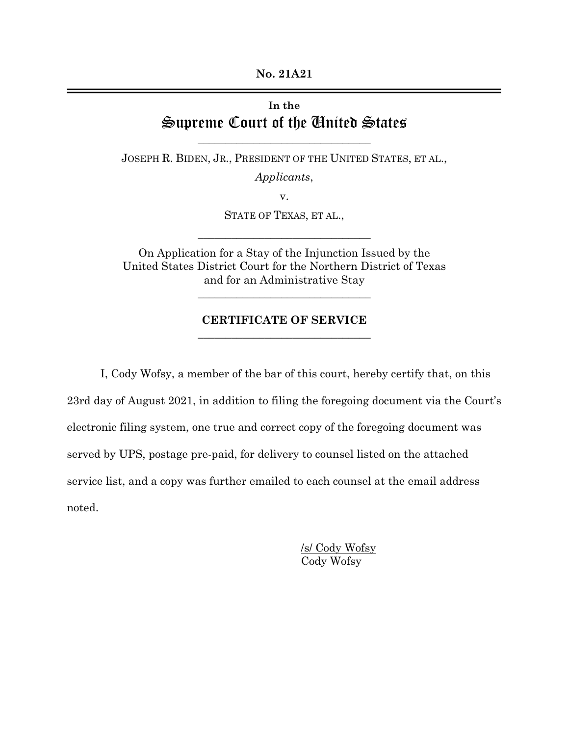**No. 21A21**

---

**In the**

# Supreme Court of the United States

---

JOSEPH R. BIDEN, JR., PRESIDENT OF THE UNITED STATES, ET AL.,

*Applicants*,

v.

STATE OF TEXAS, ET AL.,

---

On Application for a Stay of the Injunction Issued by the United States District Court for the Northern District of Texas and for an Administrative Stay

---

## CERTIFICATE OF SERVICE

---

I, Cody Wofsy, a member of the bar of this court, hereby certify that, on this 23rd day of August 2021, in addition to filing the foregoing document via the Court's electronic filing system, one true and correct copy of the foregoing document was served by UPS, postage pre-paid, for delivery to counsel listed on the attached service list, and a copy was further emailed to each counsel at the email address noted.

/s/ Cody Wofsy
Cody Wofsy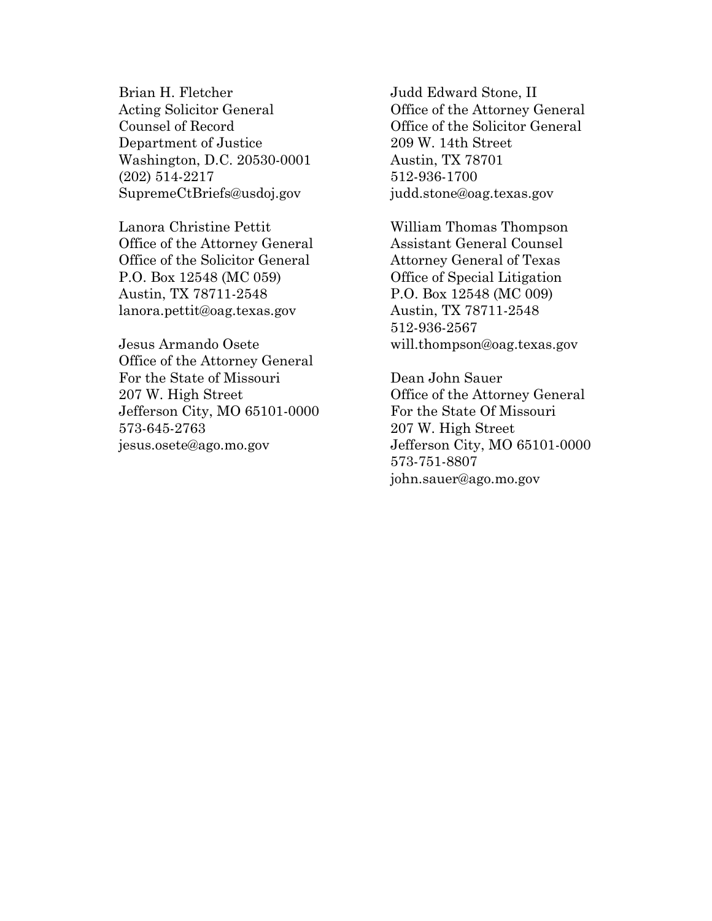Brian H. Fletcher
Acting Solicitor General
Counsel of Record
Department of Justice
Washington, D.C. 20530-0001
(202) 514-2217
SupremeCtBriefs@usdoj.gov

Lanora Christine Pettit
Office of the Attorney General
Office of the Solicitor General
P.O. Box 12548 (MC 059)
Austin, TX 78711-2548
lanora.pettit@oag.texas.gov

Jesus Armando Osete
Office of the Attorney General
For the State of Missouri
207 W. High Street
Jefferson City, MO 65101-0000
573-645-2763
jesus.osete@ago.mo.gov

Judd Edward Stone, II
Office of the Attorney General
Office of the Solicitor General
209 W. 14th Street
Austin, TX 78701
512-936-1700
judd.stone@oag.texas.gov

William Thomas Thompson
Assistant General Counsel
Attorney General of Texas
Office of Special Litigation
P.O. Box 12548 (MC 009)
Austin, TX 78711-2548
512-936-2567
will.thompson@oag.texas.gov

Dean John Sauer
Office of the Attorney General
For the State Of Missouri
207 W. High Street
Jefferson City, MO 65101-0000
573-751-8807
john.sauer@ago.mo.gov